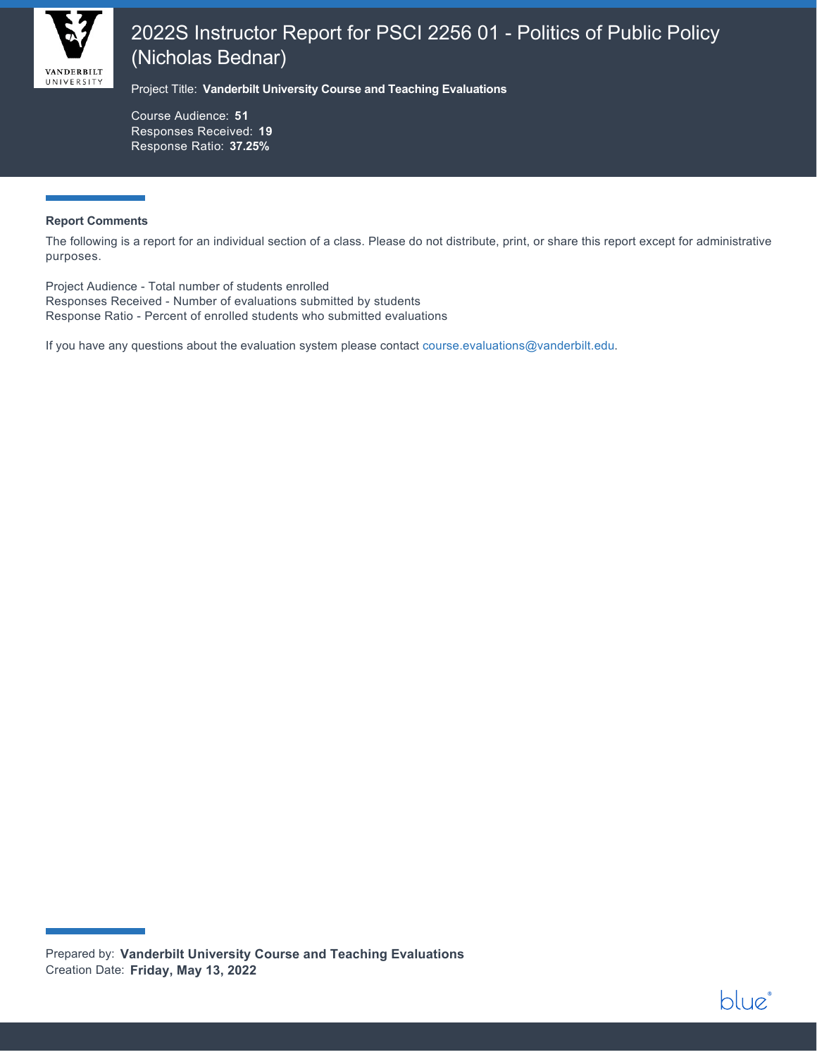# 2022S Instructor Report for PSCI 2256 01 - Politics of Public Policy (Nicholas Bednar)

Project Title: **Vanderbilt University Course and Teaching Evaluations**

Course Audience: **51**
Responses Received: **19**
Response Ratio: **37.25%**

**Report Comments**

The following is a report for an individual section of a class. Please do not distribute, print, or share this report except for administrative purposes.

Project Audience - Total number of students enrolled
Responses Received - Number of evaluations submitted by students
Response Ratio - Percent of enrolled students who submitted evaluations

If you have any questions about the evaluation system please contact course.evaluations@vanderbilt.edu.

Prepared by: **Vanderbilt University Course and Teaching Evaluations**
Creation Date: **Friday, May 13, 2022**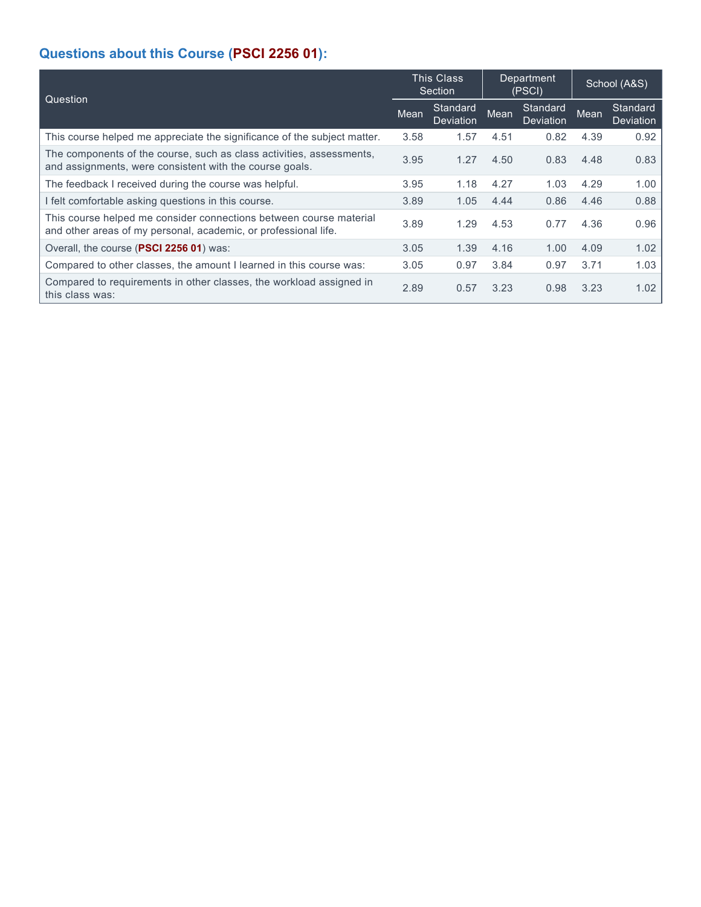## Questions about this Course (PSCI 2256 01):

| Question | This Class Section | | Department (PSCI) | | School (A&S) | |
|---|---|---|---|---|---|---|
| | Mean | Standard Deviation | Mean | Standard Deviation | Mean | Standard Deviation |
| This course helped me appreciate the significance of the subject matter. | 3.58 | 1.57 | 4.51 | 0.82 | 4.39 | 0.92 |
| The components of the course, such as class activities, assessments, and assignments, were consistent with the course goals. | 3.95 | 1.27 | 4.50 | 0.83 | 4.48 | 0.83 |
| The feedback I received during the course was helpful. | 3.95 | 1.18 | 4.27 | 1.03 | 4.29 | 1.00 |
| I felt comfortable asking questions in this course. | 3.89 | 1.05 | 4.44 | 0.86 | 4.46 | 0.88 |
| This course helped me consider connections between course material and other areas of my personal, academic, or professional life. | 3.89 | 1.29 | 4.53 | 0.77 | 4.36 | 0.96 |
| Overall, the course (**PSCI 2256 01**) was: | 3.05 | 1.39 | 4.16 | 1.00 | 4.09 | 1.02 |
| Compared to other classes, the amount I learned in this course was: | 3.05 | 0.97 | 3.84 | 0.97 | 3.71 | 1.03 |
| Compared to requirements in other classes, the workload assigned in this class was: | 2.89 | 0.57 | 3.23 | 0.98 | 3.23 | 1.02 |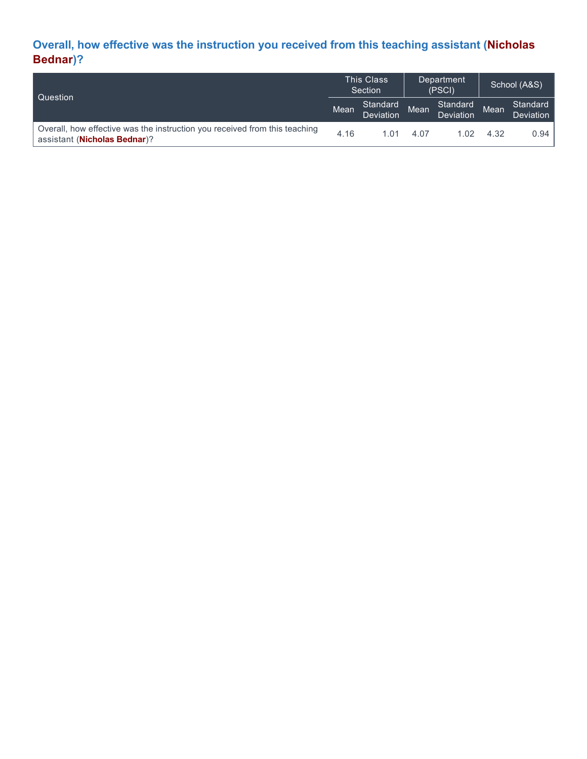## Overall, how effective was the instruction you received from this teaching assistant (Nicholas Bednar)?

| Question | This Class Section | | Department (PSCI) | | School (A&S) | |
|---|---|---|---|---|---|---|
| | Mean | Standard Deviation | Mean | Standard Deviation | Mean | Standard Deviation |
| Overall, how effective was the instruction you received from this teaching assistant (**Nicholas Bednar**)? | 4.16 | 1.01 | 4.07 | 1.02 | 4.32 | 0.94 |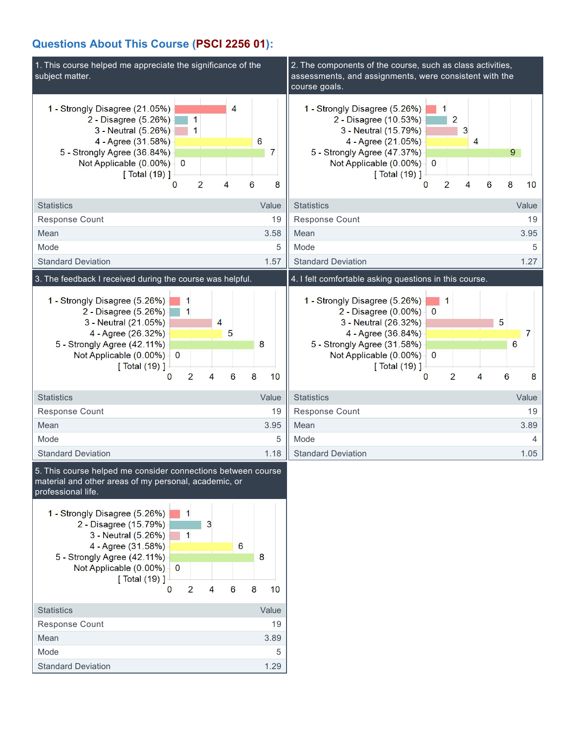## Questions About This Course (PSCI 2256 01):

### 1. This course helped me appreciate the significance of the subject matter.

| Response | Count |
|---|---|
| 1 - Strongly Disagree (21.05%) | 4 |
| 2 - Disagree (5.26%) | 1 |
| 3 - Neutral (5.26%) | 1 |
| 4 - Agree (31.58%) | 6 |
| 5 - Strongly Agree (36.84%) | 7 |
| Not Applicable (0.00%) | 0 |
| [ Total (19) ] | |

| Statistics | Value |
|---|---|
| Response Count | 19 |
| Mean | 3.58 |
| Mode | 5 |
| Standard Deviation | 1.57 |

### 2. The components of the course, such as class activities, assessments, and assignments, were consistent with the course goals.

| Response | Count |
|---|---|
| 1 - Strongly Disagree (5.26%) | 1 |
| 2 - Disagree (10.53%) | 2 |
| 3 - Neutral (15.79%) | 3 |
| 4 - Agree (21.05%) | 4 |
| 5 - Strongly Agree (47.37%) | 9 |
| Not Applicable (0.00%) | 0 |
| [ Total (19) ] | |

| Statistics | Value |
|---|---|
| Response Count | 19 |
| Mean | 3.95 |
| Mode | 5 |
| Standard Deviation | 1.27 |

### 3. The feedback I received during the course was helpful.

| Response | Count |
|---|---|
| 1 - Strongly Disagree (5.26%) | 1 |
| 2 - Disagree (5.26%) | 1 |
| 3 - Neutral (21.05%) | 4 |
| 4 - Agree (26.32%) | 5 |
| 5 - Strongly Agree (42.11%) | 8 |
| Not Applicable (0.00%) | 0 |
| [ Total (19) ] | |

| Statistics | Value |
|---|---|
| Response Count | 19 |
| Mean | 3.95 |
| Mode | 5 |
| Standard Deviation | 1.18 |

### 4. I felt comfortable asking questions in this course.

| Response | Count |
|---|---|
| 1 - Strongly Disagree (5.26%) | 1 |
| 2 - Disagree (0.00%) | 0 |
| 3 - Neutral (26.32%) | 5 |
| 4 - Agree (36.84%) | 7 |
| 5 - Strongly Agree (31.58%) | 6 |
| Not Applicable (0.00%) | 0 |
| [ Total (19) ] | |

| Statistics | Value |
|---|---|
| Response Count | 19 |
| Mean | 3.89 |
| Mode | 4 |
| Standard Deviation | 1.05 |

### 5. This course helped me consider connections between course material and other areas of my personal, academic, or professional life.

| Response | Count |
|---|---|
| 1 - Strongly Disagree (5.26%) | 1 |
| 2 - Disagree (15.79%) | 3 |
| 3 - Neutral (5.26%) | 1 |
| 4 - Agree (31.58%) | 6 |
| 5 - Strongly Agree (42.11%) | 8 |
| Not Applicable (0.00%) | 0 |
| [ Total (19) ] | |

| Statistics | Value |
|---|---|
| Response Count | 19 |
| Mean | 3.89 |
| Mode | 5 |
| Standard Deviation | 1.29 |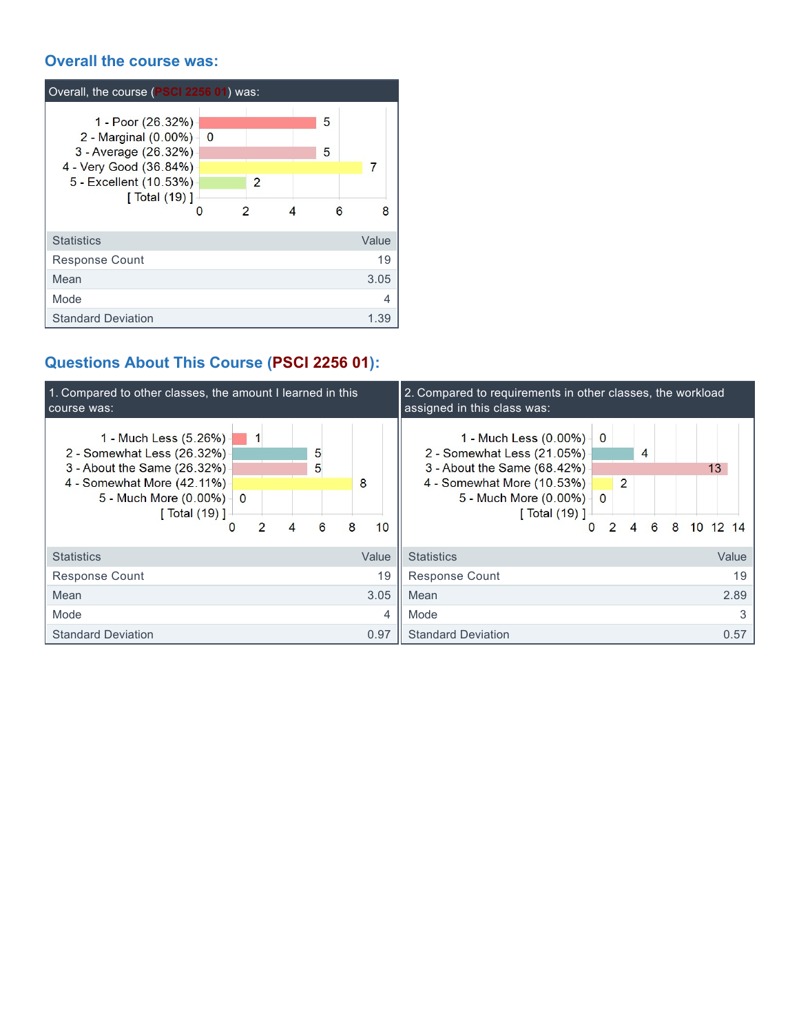## Overall the course was:

**Overall, the course (PSCI 2256 01) was:**

| Response | Count |
|---|---|
| 1 - Poor (26.32%) | 5 |
| 2 - Marginal (0.00%) | 0 |
| 3 - Average (26.32%) | 5 |
| 4 - Very Good (36.84%) | 7 |
| 5 - Excellent (10.53%) | 2 |
| [ Total (19) ] | |

| Statistics | Value |
|---|---|
| Response Count | 19 |
| Mean | 3.05 |
| Mode | 4 |
| Standard Deviation | 1.39 |

## Questions About This Course (PSCI 2256 01):

**1. Compared to other classes, the amount I learned in this course was:**

| Response | Count |
|---|---|
| 1 - Much Less (5.26%) | 1 |
| 2 - Somewhat Less (26.32%) | 5 |
| 3 - About the Same (26.32%) | 5 |
| 4 - Somewhat More (42.11%) | 8 |
| 5 - Much More (0.00%) | 0 |
| [ Total (19) ] | |

| Statistics | Value |
|---|---|
| Response Count | 19 |
| Mean | 3.05 |
| Mode | 4 |
| Standard Deviation | 0.97 |

**2. Compared to requirements in other classes, the workload assigned in this class was:**

| Response | Count |
|---|---|
| 1 - Much Less (0.00%) | 0 |
| 2 - Somewhat Less (21.05%) | 4 |
| 3 - About the Same (68.42%) | 13 |
| 4 - Somewhat More (10.53%) | 2 |
| 5 - Much More (0.00%) | 0 |
| [ Total (19) ] | |

| Statistics | Value |
|---|---|
| Response Count | 19 |
| Mean | 2.89 |
| Mode | 3 |
| Standard Deviation | 0.57 |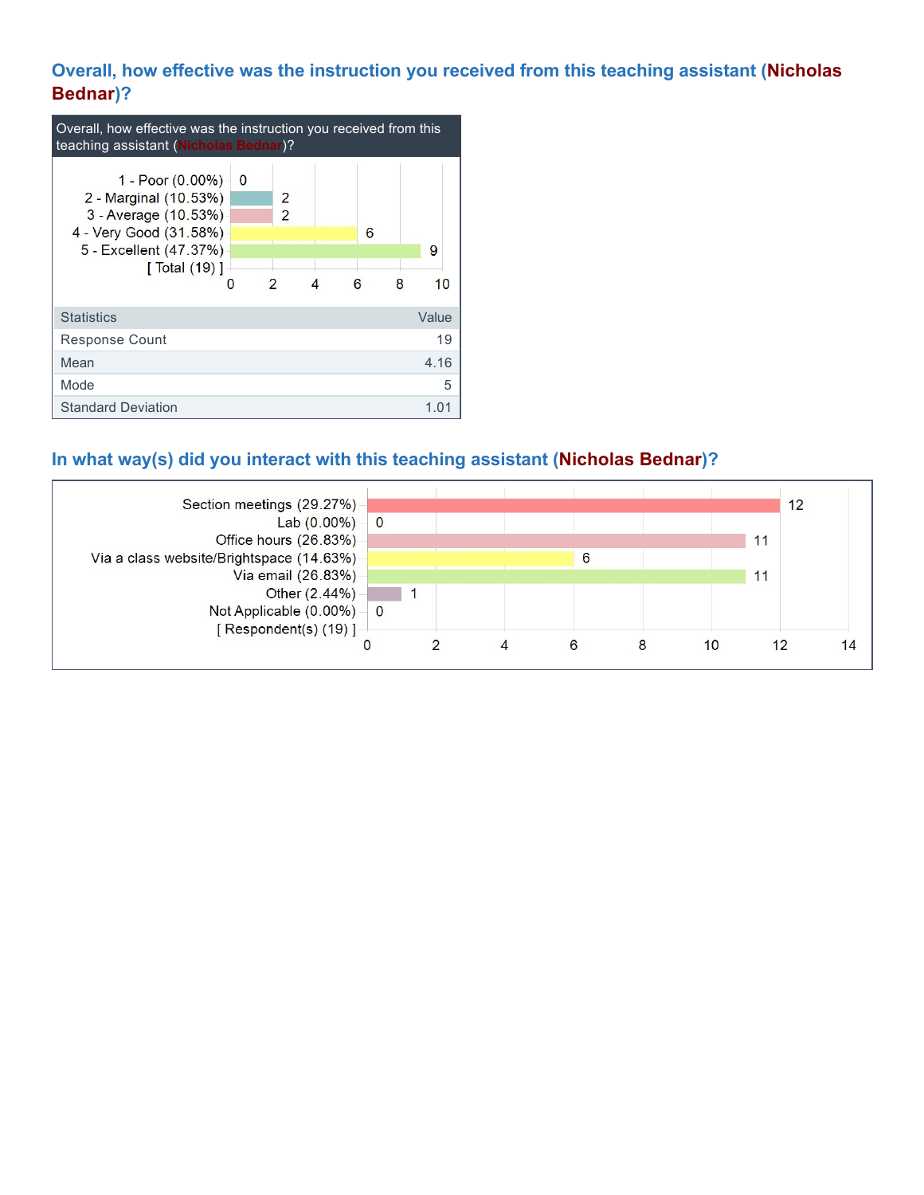## Overall, how effective was the instruction you received from this teaching assistant (Nicholas Bednar)?

Overall, how effective was the instruction you received from this teaching assistant (Nicholas Bednar)?

| Response | Count |
|---|---|
| 1 - Poor (0.00%) | 0 |
| 2 - Marginal (10.53%) | 2 |
| 3 - Average (10.53%) | 2 |
| 4 - Very Good (31.58%) | 6 |
| 5 - Excellent (47.37%) | 9 |
| [ Total (19) ] | |

| Statistics | Value |
|---|---|
| Response Count | 19 |
| Mean | 4.16 |
| Mode | 5 |
| Standard Deviation | 1.01 |

## In what way(s) did you interact with this teaching assistant (Nicholas Bednar)?

| Response | Count |
|---|---|
| Section meetings (29.27%) | 12 |
| Lab (0.00%) | 0 |
| Office hours (26.83%) | 11 |
| Via a class website/Brightspace (14.63%) | 6 |
| Via email (26.83%) | 11 |
| Other (2.44%) | 1 |
| Not Applicable (0.00%) | 0 |
| [ Respondent(s) (19) ] | |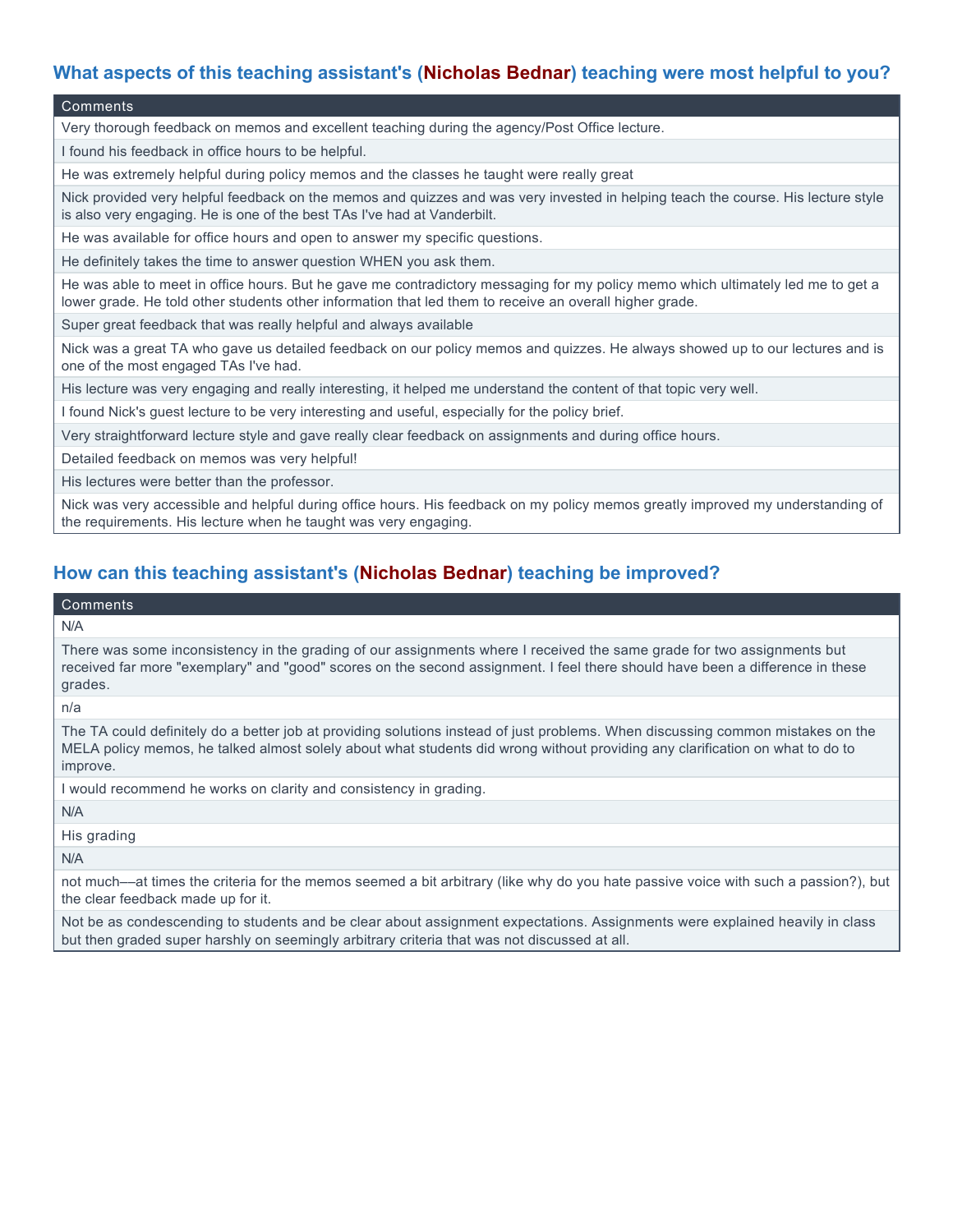## What aspects of this teaching assistant's (Nicholas Bednar) teaching were most helpful to you?

| Comments |
| --- |
| Very thorough feedback on memos and excellent teaching during the agency/Post Office lecture. |
| I found his feedback in office hours to be helpful. |
| He was extremely helpful during policy memos and the classes he taught were really great |
| Nick provided very helpful feedback on the memos and quizzes and was very invested in helping teach the course. His lecture style is also very engaging. He is one of the best TAs I've had at Vanderbilt. |
| He was available for office hours and open to answer my specific questions. |
| He definitely takes the time to answer question WHEN you ask them. |
| He was able to meet in office hours. But he gave me contradictory messaging for my policy memo which ultimately led me to get a lower grade. He told other students other information that led them to receive an overall higher grade. |
| Super great feedback that was really helpful and always available |
| Nick was a great TA who gave us detailed feedback on our policy memos and quizzes. He always showed up to our lectures and is one of the most engaged TAs I've had. |
| His lecture was very engaging and really interesting, it helped me understand the content of that topic very well. |
| I found Nick's guest lecture to be very interesting and useful, especially for the policy brief. |
| Very straightforward lecture style and gave really clear feedback on assignments and during office hours. |
| Detailed feedback on memos was very helpful! |
| His lectures were better than the professor. |
| Nick was very accessible and helpful during office hours. His feedback on my policy memos greatly improved my understanding of the requirements. His lecture when he taught was very engaging. |

## How can this teaching assistant's (Nicholas Bednar) teaching be improved?

| Comments |
| --- |
| N/A |
| There was some inconsistency in the grading of our assignments where I received the same grade for two assignments but received far more "exemplary" and "good" scores on the second assignment. I feel there should have been a difference in these grades. |
| n/a |
| The TA could definitely do a better job at providing solutions instead of just problems. When discussing common mistakes on the MELA policy memos, he talked almost solely about what students did wrong without providing any clarification on what to do to improve. |
| I would recommend he works on clarity and consistency in grading. |
| N/A |
| His grading |
| N/A |
| not much—at times the criteria for the memos seemed a bit arbitrary (like why do you hate passive voice with such a passion?), but the clear feedback made up for it. |
| Not be as condescending to students and be clear about assignment expectations. Assignments were explained heavily in class but then graded super harshly on seemingly arbitrary criteria that was not discussed at all. |